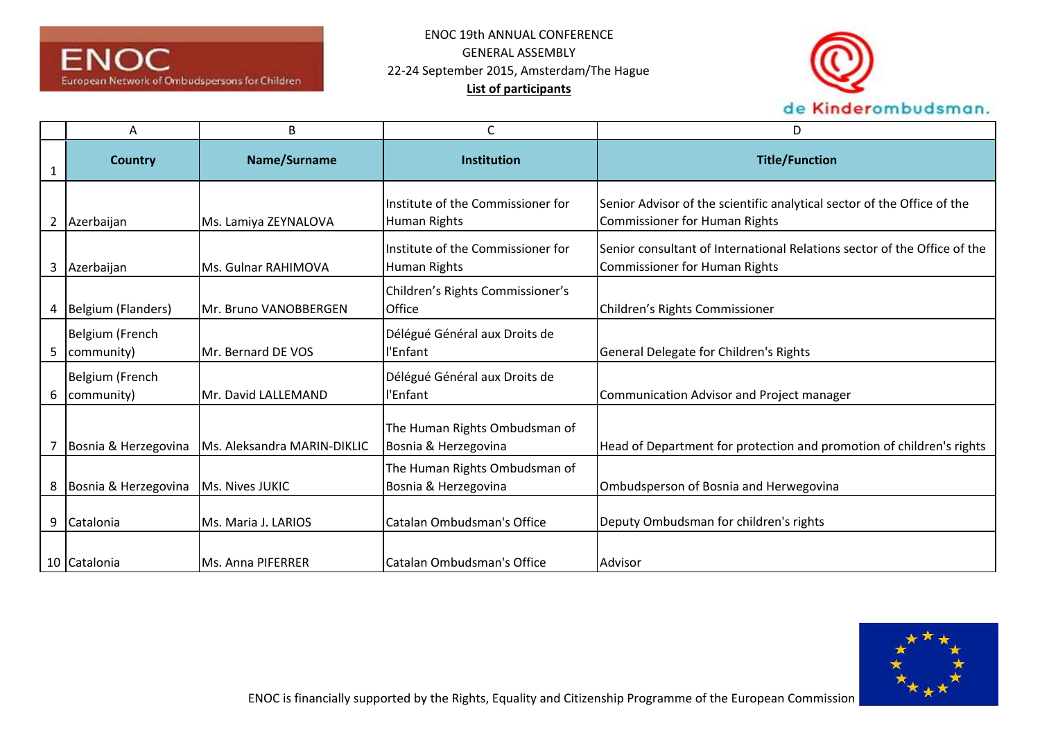ENOC 19th ANNUAL CONFERENCE
GENERAL ASSEMBLY
22-24 September 2015, Amsterdam/The Hague
**List of participants**

| | A | B | C | D |
|---|---|---|---|---|
| 1 | **Country** | **Name/Surname** | **Institution** | **Title/Function** |
| 2 | Azerbaijan | Ms. Lamiya ZEYNALOVA | Institute of the Commissioner for Human Rights | Senior Advisor of the scientific analytical sector of the Office of the Commissioner for Human Rights |
| 3 | Azerbaijan | Ms. Gulnar RAHIMOVA | Institute of the Commissioner for Human Rights | Senior consultant of International Relations sector of the Office of the Commissioner for Human Rights |
| 4 | Belgium (Flanders) | Mr. Bruno VANOBBERGEN | Children's Rights Commissioner's Office | Children's Rights Commissioner |
| 5 | Belgium (French community) | Mr. Bernard DE VOS | Délégué Général aux Droits de l'Enfant | General Delegate for Children's Rights |
| 6 | Belgium (French community) | Mr. David LALLEMAND | Délégué Général aux Droits de l'Enfant | Communication Advisor and Project manager |
| 7 | Bosnia & Herzegovina | Ms. Aleksandra MARIN-DIKLIC | The Human Rights Ombudsman of Bosnia & Herzegovina | Head of Department for protection and promotion of children's rights |
| 8 | Bosnia & Herzegovina | Ms. Nives JUKIC | The Human Rights Ombudsman of Bosnia & Herzegovina | Ombudsperson of Bosnia and Herwegovina |
| 9 | Catalonia | Ms. Maria J. LARIOS | Catalan Ombudsman's Office | Deputy Ombudsman for children's rights |
| 10 | Catalonia | Ms. Anna PIFERRER | Catalan Ombudsman's Office | Advisor |

ENOC is financially supported by the Rights, Equality and Citizenship Programme of the European Commission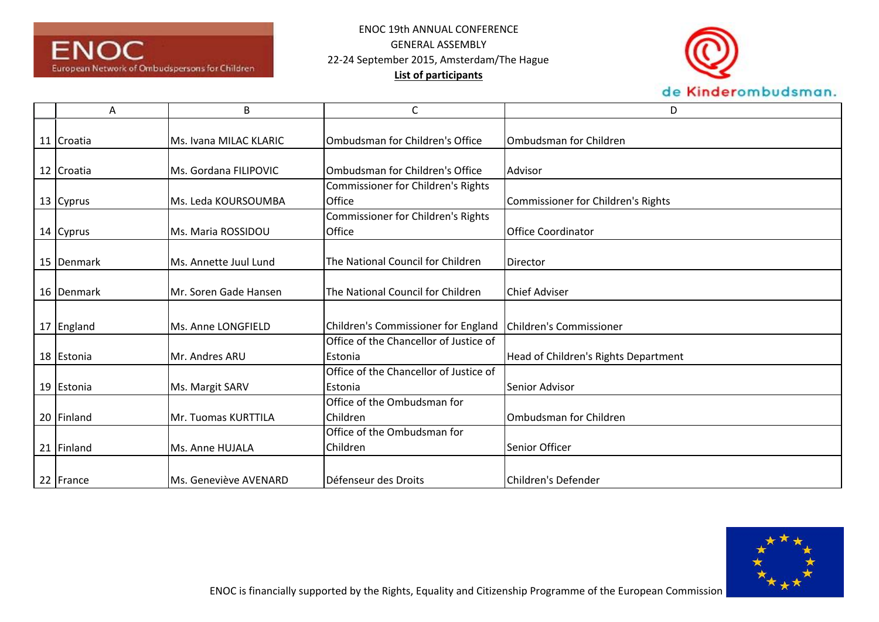ENOC 19th ANNUAL CONFERENCE
GENERAL ASSEMBLY
22-24 September 2015, Amsterdam/The Hague
**List of participants**

| | A | B | C | D |
|---|---|---|---|---|
| 11 | Croatia | Ms. Ivana MILAC KLARIC | Ombudsman for Children's Office | Ombudsman for Children |
| 12 | Croatia | Ms. Gordana FILIPOVIC | Ombudsman for Children's Office | Advisor |
| 13 | Cyprus | Ms. Leda KOURSOUMBA | Commissioner for Children's Rights Office | Commissioner for Children's Rights |
| 14 | Cyprus | Ms. Maria ROSSIDOU | Commissioner for Children's Rights Office | Office Coordinator |
| 15 | Denmark | Ms. Annette Juul Lund | The National Council for Children | Director |
| 16 | Denmark | Mr. Soren Gade Hansen | The National Council for Children | Chief Adviser |
| 17 | England | Ms. Anne LONGFIELD | Children's Commissioner for England | Children's Commissioner |
| 18 | Estonia | Mr. Andres ARU | Office of the Chancellor of Justice of Estonia | Head of Children's Rights Department |
| 19 | Estonia | Ms. Margit SARV | Office of the Chancellor of Justice of Estonia | Senior Advisor |
| 20 | Finland | Mr. Tuomas KURTTILA | Office of the Ombudsman for Children | Ombudsman for Children |
| 21 | Finland | Ms. Anne HUJALA | Office of the Ombudsman for Children | Senior Officer |
| 22 | France | Ms. Geneviève AVENARD | Défenseur des Droits | Children's Defender |

ENOC is financially supported by the Rights, Equality and Citizenship Programme of the European Commission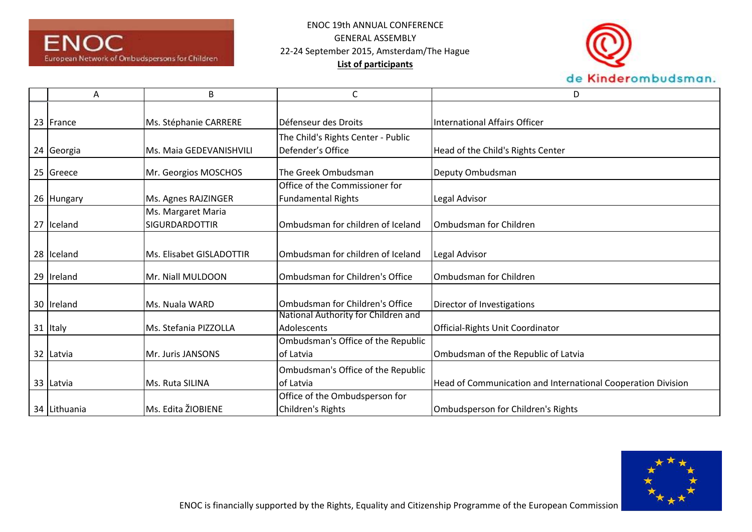ENOC 19th ANNUAL CONFERENCE
GENERAL ASSEMBLY
22-24 September 2015, Amsterdam/The Hague
**List of participants**

| | A | B | C | D |
|---|---|---|---|---|
| 23 | France | Ms. Stéphanie CARRERE | Défenseur des Droits | International Affairs Officer |
| 24 | Georgia | Ms. Maia GEDEVANISHVILI | The Child's Rights Center - Public Defender's Office | Head of the Child's Rights Center |
| 25 | Greece | Mr. Georgios MOSCHOS | The Greek Ombudsman | Deputy Ombudsman |
| 26 | Hungary | Ms. Agnes RAJZINGER | Office of the Commissioner for Fundamental Rights | Legal Advisor |
| 27 | Iceland | Ms. Margaret Maria SIGURDARDOTTIR | Ombudsman for children of Iceland | Ombudsman for Children |
| 28 | Iceland | Ms. Elisabet GISLADOTTIR | Ombudsman for children of Iceland | Legal Advisor |
| 29 | Ireland | Mr. Niall MULDOON | Ombudsman for Children's Office | Ombudsman for Children |
| 30 | Ireland | Ms. Nuala WARD | Ombudsman for Children's Office | Director of Investigations |
| 31 | Italy | Ms. Stefania PIZZOLLA | National Authority for Children and Adolescents | Official-Rights Unit Coordinator |
| 32 | Latvia | Mr. Juris JANSONS | Ombudsman's Office of the Republic of Latvia | Ombudsman of the Republic of Latvia |
| 33 | Latvia | Ms. Ruta SILINA | Ombudsman's Office of the Republic of Latvia | Head of Communication and International Cooperation Division |
| 34 | Lithuania | Ms. Edita ŽIOBIENE | Office of the Ombudsperson for Children's Rights | Ombudsperson for Children's Rights |

ENOC is financially supported by the Rights, Equality and Citizenship Programme of the European Commission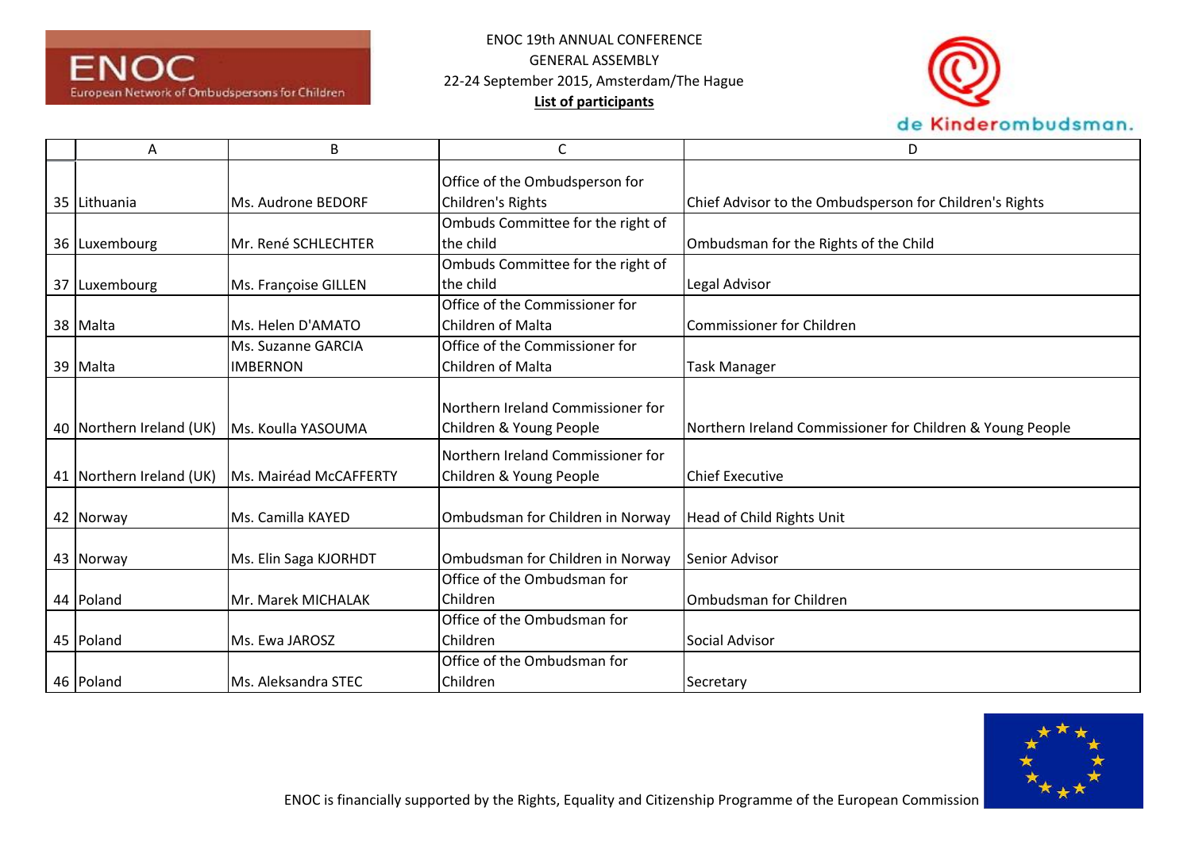ENOC 19th ANNUAL CONFERENCE
GENERAL ASSEMBLY
22-24 September 2015, Amsterdam/The Hague
**List of participants**

| | A | B | C | D |
|---|---|---|---|---|
| 35 | Lithuania | Ms. Audrone BEDORF | Office of the Ombudsperson for Children's Rights | Chief Advisor to the Ombudsperson for Children's Rights |
| 36 | Luxembourg | Mr. René SCHLECHTER | Ombuds Committee for the right of the child | Ombudsman for the Rights of the Child |
| 37 | Luxembourg | Ms. Françoise GILLEN | Ombuds Committee for the right of the child | Legal Advisor |
| 38 | Malta | Ms. Helen D'AMATO | Office of the Commissioner for Children of Malta | Commissioner for Children |
| 39 | Malta | Ms. Suzanne GARCIA IMBERNON | Office of the Commissioner for Children of Malta | Task Manager |
| 40 | Northern Ireland (UK) | Ms. Koulla YASOUMA | Northern Ireland Commissioner for Children & Young People | Northern Ireland Commissioner for Children & Young People |
| 41 | Northern Ireland (UK) | Ms. Mairéad McCAFFERTY | Northern Ireland Commissioner for Children & Young People | Chief Executive |
| 42 | Norway | Ms. Camilla KAYED | Ombudsman for Children in Norway | Head of Child Rights Unit |
| 43 | Norway | Ms. Elin Saga KJORHDT | Ombudsman for Children in Norway | Senior Advisor |
| 44 | Poland | Mr. Marek MICHALAK | Office of the Ombudsman for Children | Ombudsman for Children |
| 45 | Poland | Ms. Ewa JAROSZ | Office of the Ombudsman for Children | Social Advisor |
| 46 | Poland | Ms. Aleksandra STEC | Office of the Ombudsman for Children | Secretary |

ENOC is financially supported by the Rights, Equality and Citizenship Programme of the European Commission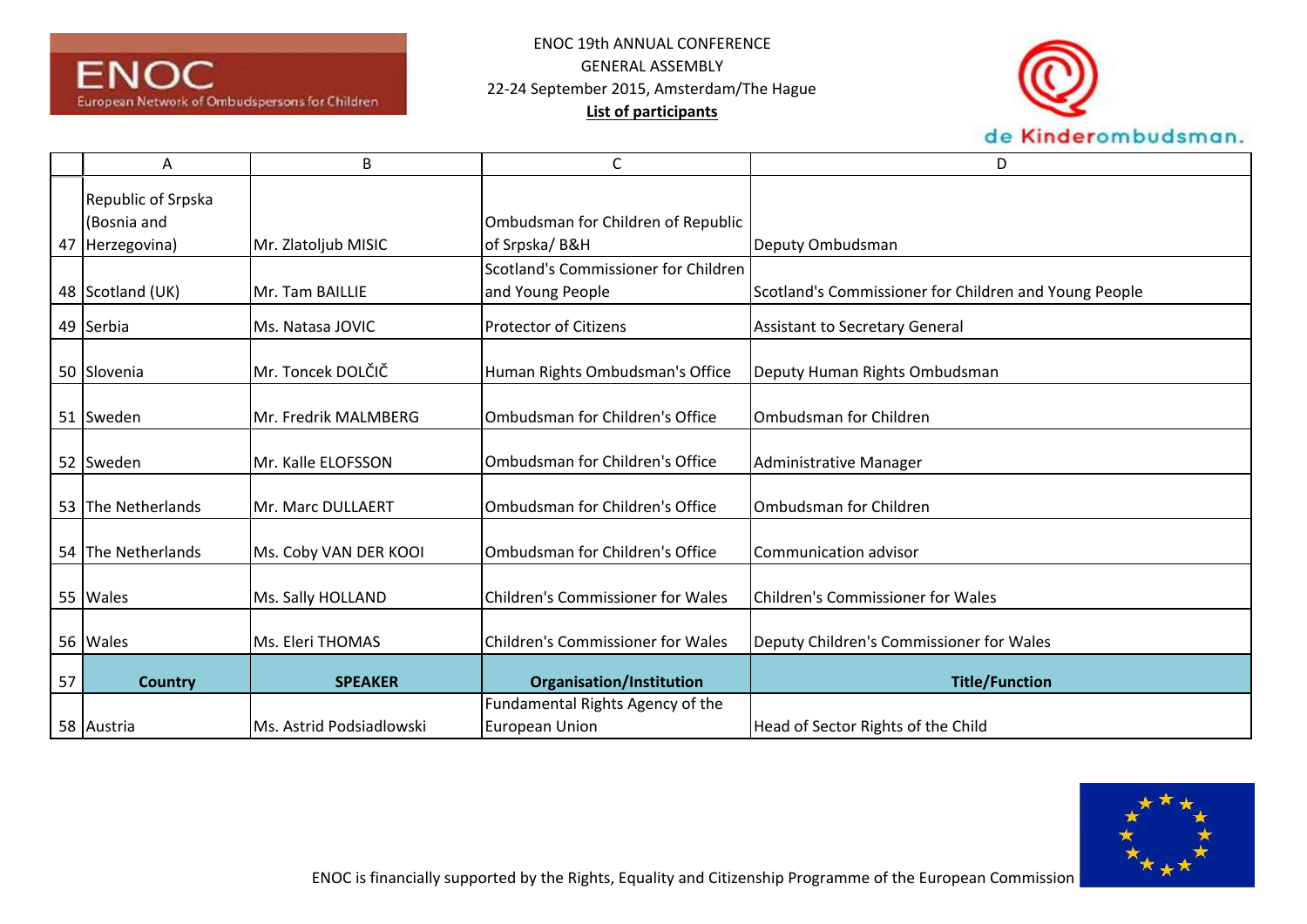ENOC 19th ANNUAL CONFERENCE
GENERAL ASSEMBLY
22-24 September 2015, Amsterdam/The Hague
**List of participants**

| | A | B | C | D |
|---|---|---|---|---|
| 47 | Republic of Srpska (Bosnia and Herzegovina) | Mr. Zlatoljub MISIC | Ombudsman for Children of Republic of Srpska/ B&H | Deputy Ombudsman |
| 48 | Scotland (UK) | Mr. Tam BAILLIE | Scotland's Commissioner for Children and Young People | Scotland's Commissioner for Children and Young People |
| 49 | Serbia | Ms. Natasa JOVIC | Protector of Citizens | Assistant to Secretary General |
| 50 | Slovenia | Mr. Toncek DOLČIČ | Human Rights Ombudsman's Office | Deputy Human Rights Ombudsman |
| 51 | Sweden | Mr. Fredrik MALMBERG | Ombudsman for Children's Office | Ombudsman for Children |
| 52 | Sweden | Mr. Kalle ELOFSSON | Ombudsman for Children's Office | Administrative Manager |
| 53 | The Netherlands | Mr. Marc DULLAERT | Ombudsman for Children's Office | Ombudsman for Children |
| 54 | The Netherlands | Ms. Coby VAN DER KOOI | Ombudsman for Children's Office | Communication advisor |
| 55 | Wales | Ms. Sally HOLLAND | Children's Commissioner for Wales | Children's Commissioner for Wales |
| 56 | Wales | Ms. Eleri THOMAS | Children's Commissioner for Wales | Deputy Children's Commissioner for Wales |
| 57 | **Country** | **SPEAKER** | **Organisation/Institution** | **Title/Function** |
| 58 | Austria | Ms. Astrid Podsiadlowski | Fundamental Rights Agency of the European Union | Head of Sector Rights of the Child |

ENOC is financially supported by the Rights, Equality and Citizenship Programme of the European Commission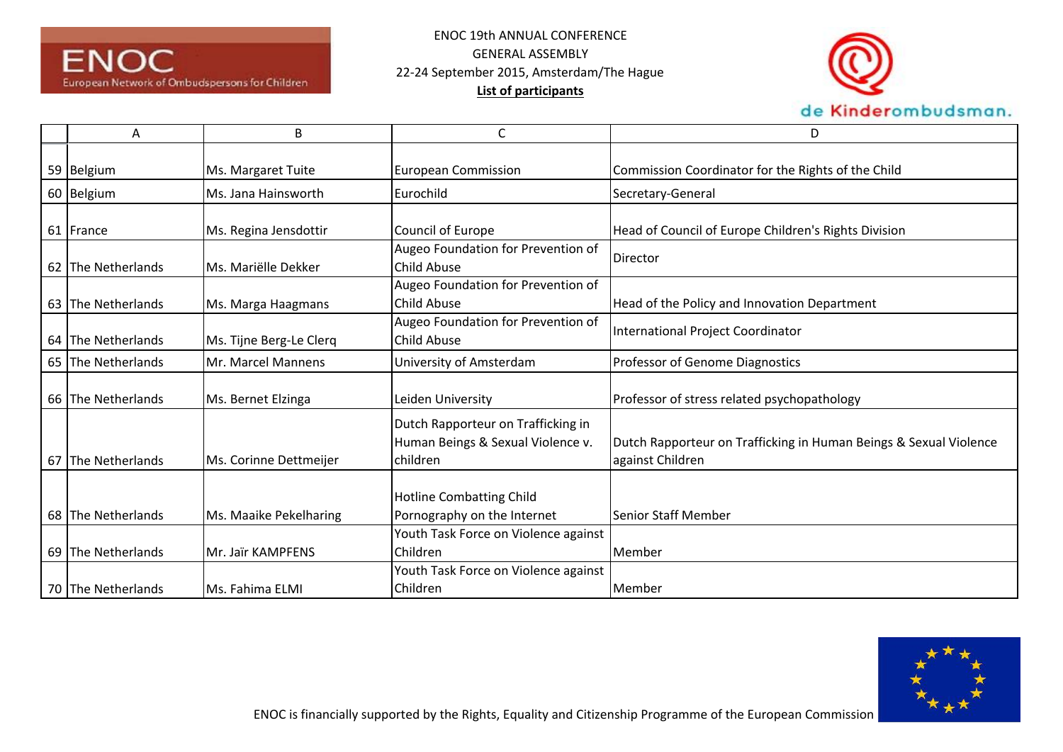ENOC 19th ANNUAL CONFERENCE
GENERAL ASSEMBLY
22-24 September 2015, Amsterdam/The Hague
**List of participants**

| | A | B | C | D |
|---|---|---|---|---|
| 59 | Belgium | Ms. Margaret Tuite | European Commission | Commission Coordinator for the Rights of the Child |
| 60 | Belgium | Ms. Jana Hainsworth | Eurochild | Secretary-General |
| 61 | France | Ms. Regina Jensdottir | Council of Europe | Head of Council of Europe Children's Rights Division |
| 62 | The Netherlands | Ms. Mariëlle Dekker | Augeo Foundation for Prevention of Child Abuse | Director |
| 63 | The Netherlands | Ms. Marga Haagmans | Augeo Foundation for Prevention of Child Abuse | Head of the Policy and Innovation Department |
| 64 | The Netherlands | Ms. Tijne Berg-Le Clerq | Augeo Foundation for Prevention of Child Abuse | International Project Coordinator |
| 65 | The Netherlands | Mr. Marcel Mannens | University of Amsterdam | Professor of Genome Diagnostics |
| 66 | The Netherlands | Ms. Bernet Elzinga | Leiden University | Professor of stress related psychopathology |
| 67 | The Netherlands | Ms. Corinne Dettmeijer | Dutch Rapporteur on Trafficking in Human Beings & Sexual Violence v. children | Dutch Rapporteur on Trafficking in Human Beings & Sexual Violence against Children |
| 68 | The Netherlands | Ms. Maaike Pekelharing | Hotline Combatting Child Pornography on the Internet | Senior Staff Member |
| 69 | The Netherlands | Mr. Jaïr KAMPFENS | Youth Task Force on Violence against Children | Member |
| 70 | The Netherlands | Ms. Fahima ELMI | Youth Task Force on Violence against Children | Member |

ENOC is financially supported by the Rights, Equality and Citizenship Programme of the European Commission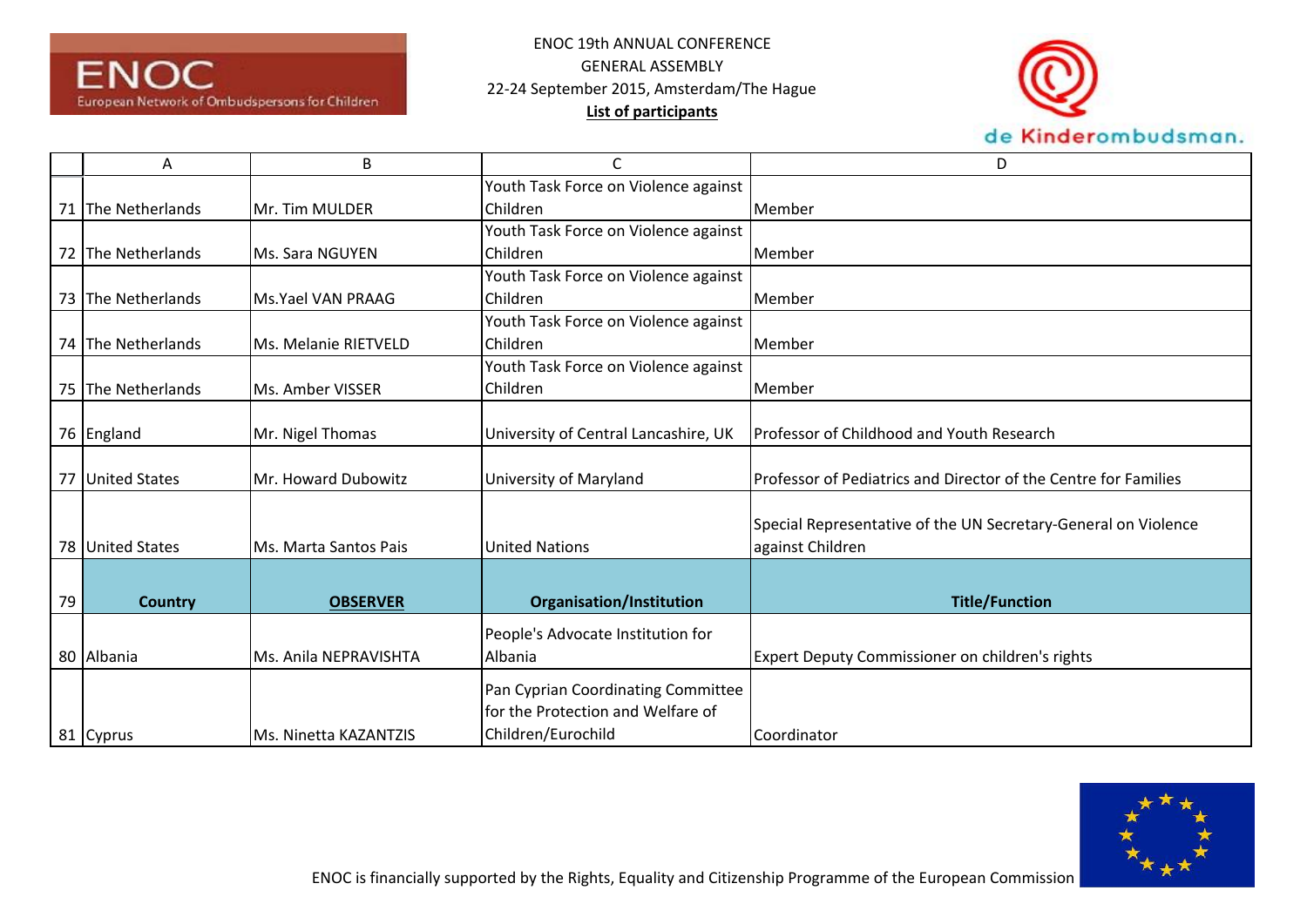ENOC 19th ANNUAL CONFERENCE
GENERAL ASSEMBLY
22-24 September 2015, Amsterdam/The Hague
**List of participants**

| | A | B | C | D |
|---|---|---|---|---|
| 71 | The Netherlands | Mr. Tim MULDER | Youth Task Force on Violence against Children | Member |
| 72 | The Netherlands | Ms. Sara NGUYEN | Youth Task Force on Violence against Children | Member |
| 73 | The Netherlands | Ms.Yael VAN PRAAG | Youth Task Force on Violence against Children | Member |
| 74 | The Netherlands | Ms. Melanie RIETVELD | Youth Task Force on Violence against Children | Member |
| 75 | The Netherlands | Ms. Amber VISSER | Youth Task Force on Violence against Children | Member |
| 76 | England | Mr. Nigel Thomas | University of Central Lancashire, UK | Professor of Childhood and Youth Research |
| 77 | United States | Mr. Howard Dubowitz | University of Maryland | Professor of Pediatrics and Director of the Centre for Families |
| 78 | United States | Ms. Marta Santos Pais | United Nations | Special Representative of the UN Secretary-General on Violence against Children |
| 79 | **Country** | **OBSERVER** | **Organisation/Institution** | **Title/Function** |
| 80 | Albania | Ms. Anila NEPRAVISHTA | People's Advocate Institution for Albania | Expert Deputy Commissioner on children's rights |
| 81 | Cyprus | Ms. Ninetta KAZANTZIS | Pan Cyprian Coordinating Committee for the Protection and Welfare of Children/Eurochild | Coordinator |

ENOC is financially supported by the Rights, Equality and Citizenship Programme of the European Commission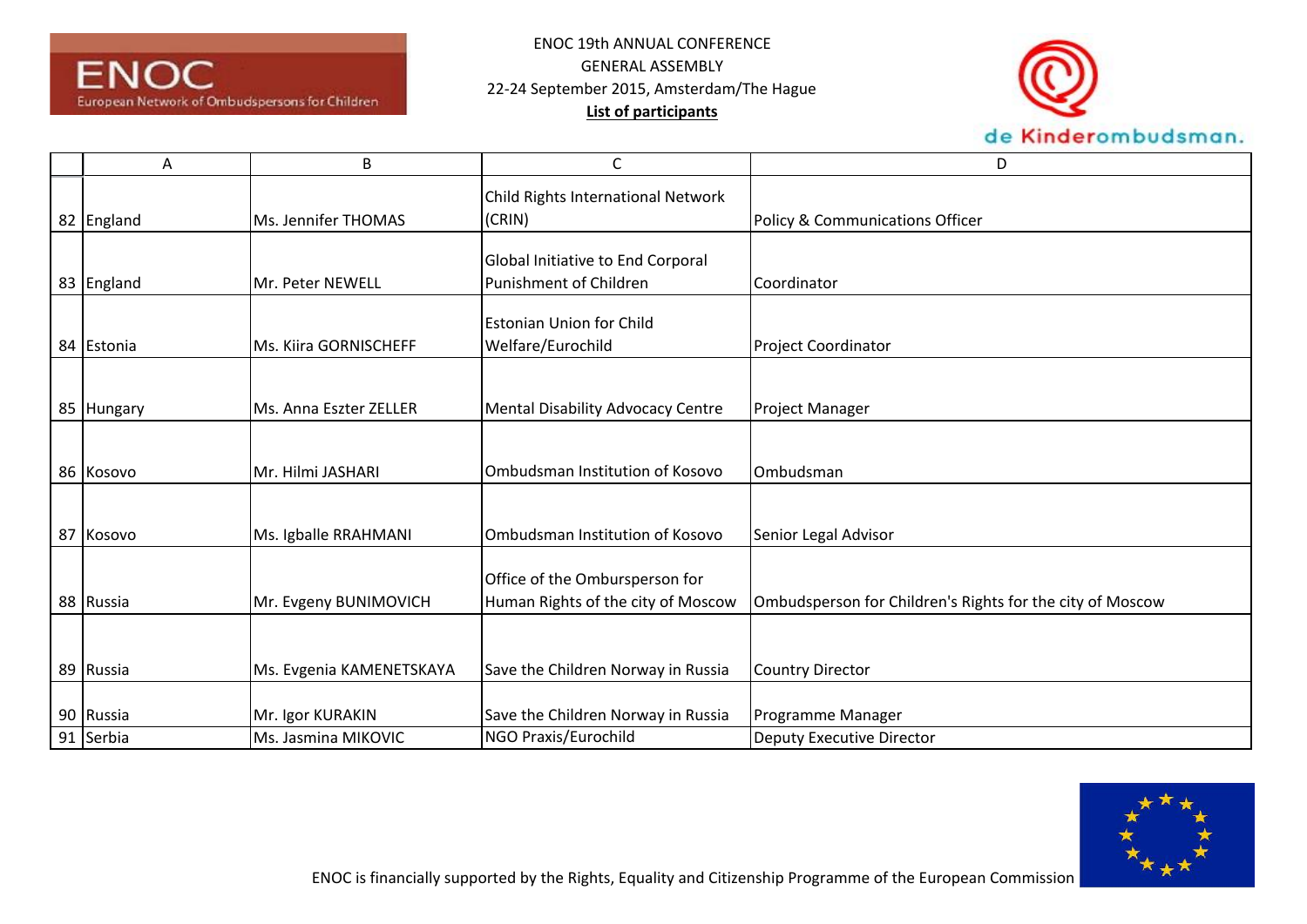ENOC 19th ANNUAL CONFERENCE
GENERAL ASSEMBLY
22-24 September 2015, Amsterdam/The Hague
**List of participants**

| | A | B | C | D |
|---|---|---|---|---|
| 82 | England | Ms. Jennifer THOMAS | Child Rights International Network (CRIN) | Policy & Communications Officer |
| 83 | England | Mr. Peter NEWELL | Global Initiative to End Corporal Punishment of Children | Coordinator |
| 84 | Estonia | Ms. Kiira GORNISCHEFF | Estonian Union for Child Welfare/Eurochild | Project Coordinator |
| 85 | Hungary | Ms. Anna Eszter ZELLER | Mental Disability Advocacy Centre | Project Manager |
| 86 | Kosovo | Mr. Hilmi JASHARI | Ombudsman Institution of Kosovo | Ombudsman |
| 87 | Kosovo | Ms. Igballe RRAHMANI | Ombudsman Institution of Kosovo | Senior Legal Advisor |
| 88 | Russia | Mr. Evgeny BUNIMOVICH | Office of the Ombursperson for Human Rights of the city of Moscow | Ombudsperson for Children's Rights for the city of Moscow |
| 89 | Russia | Ms. Evgenia KAMENETSKAYA | Save the Children Norway in Russia | Country Director |
| 90 | Russia | Mr. Igor KURAKIN | Save the Children Norway in Russia | Programme Manager |
| 91 | Serbia | Ms. Jasmina MIKOVIC | NGO Praxis/Eurochild | Deputy Executive Director |

ENOC is financially supported by the Rights, Equality and Citizenship Programme of the European Commission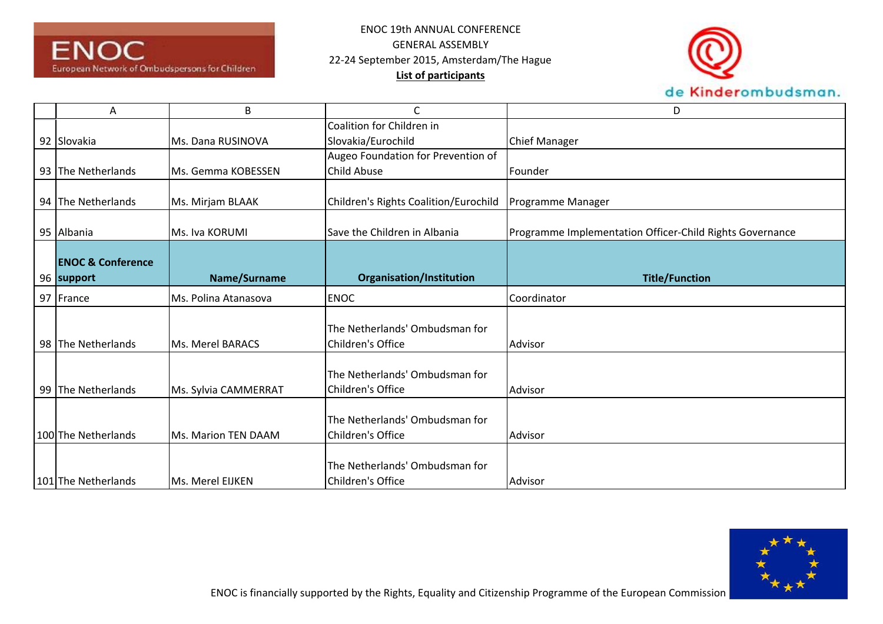ENOC 19th ANNUAL CONFERENCE
GENERAL ASSEMBLY
22-24 September 2015, Amsterdam/The Hague
**List of participants**

| | A | B | C | D |
|---|---|---|---|---|
| 92 | Slovakia | Ms. Dana RUSINOVA | Coalition for Children in Slovakia/Eurochild | Chief Manager |
| 93 | The Netherlands | Ms. Gemma KOBESSEN | Augeo Foundation for Prevention of Child Abuse | Founder |
| 94 | The Netherlands | Ms. Mirjam BLAAK | Children's Rights Coalition/Eurochild | Programme Manager |
| 95 | Albania | Ms. Iva KORUMI | Save the Children in Albania | Programme Implementation Officer-Child Rights Governance |
| 96 | **ENOC & Conference support** | **Name/Surname** | **Organisation/Institution** | **Title/Function** |
| 97 | France | Ms. Polina Atanasova | ENOC | Coordinator |
| 98 | The Netherlands | Ms. Merel BARACS | The Netherlands' Ombudsman for Children's Office | Advisor |
| 99 | The Netherlands | Ms. Sylvia CAMMERRAT | The Netherlands' Ombudsman for Children's Office | Advisor |
| 100 | The Netherlands | Ms. Marion TEN DAAM | The Netherlands' Ombudsman for Children's Office | Advisor |
| 101 | The Netherlands | Ms. Merel EIJKEN | The Netherlands' Ombudsman for Children's Office | Advisor |

ENOC is financially supported by the Rights, Equality and Citizenship Programme of the European Commission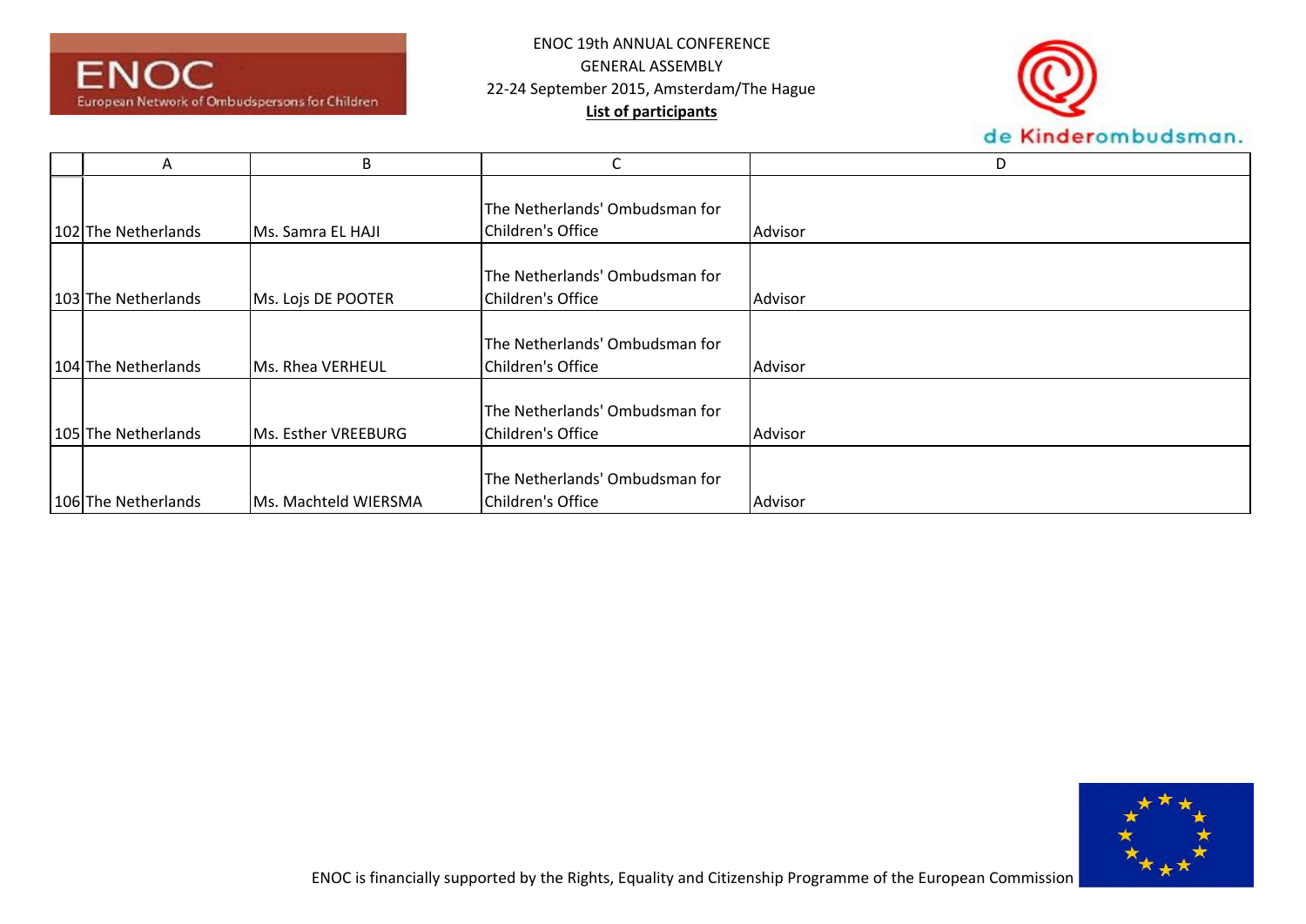ENOC 19th ANNUAL CONFERENCE
GENERAL ASSEMBLY
22-24 September 2015, Amsterdam/The Hague
**List of participants**

| | A | B | C | D |
|---|---|---|---|---|
| 102 | The Netherlands | Ms. Samra EL HAJI | The Netherlands' Ombudsman for Children's Office | Advisor |
| 103 | The Netherlands | Ms. Lojs DE POOTER | The Netherlands' Ombudsman for Children's Office | Advisor |
| 104 | The Netherlands | Ms. Rhea VERHEUL | The Netherlands' Ombudsman for Children's Office | Advisor |
| 105 | The Netherlands | Ms. Esther VREEBURG | The Netherlands' Ombudsman for Children's Office | Advisor |
| 106 | The Netherlands | Ms. Machteld WIERSMA | The Netherlands' Ombudsman for Children's Office | Advisor |

ENOC is financially supported by the Rights, Equality and Citizenship Programme of the European Commission